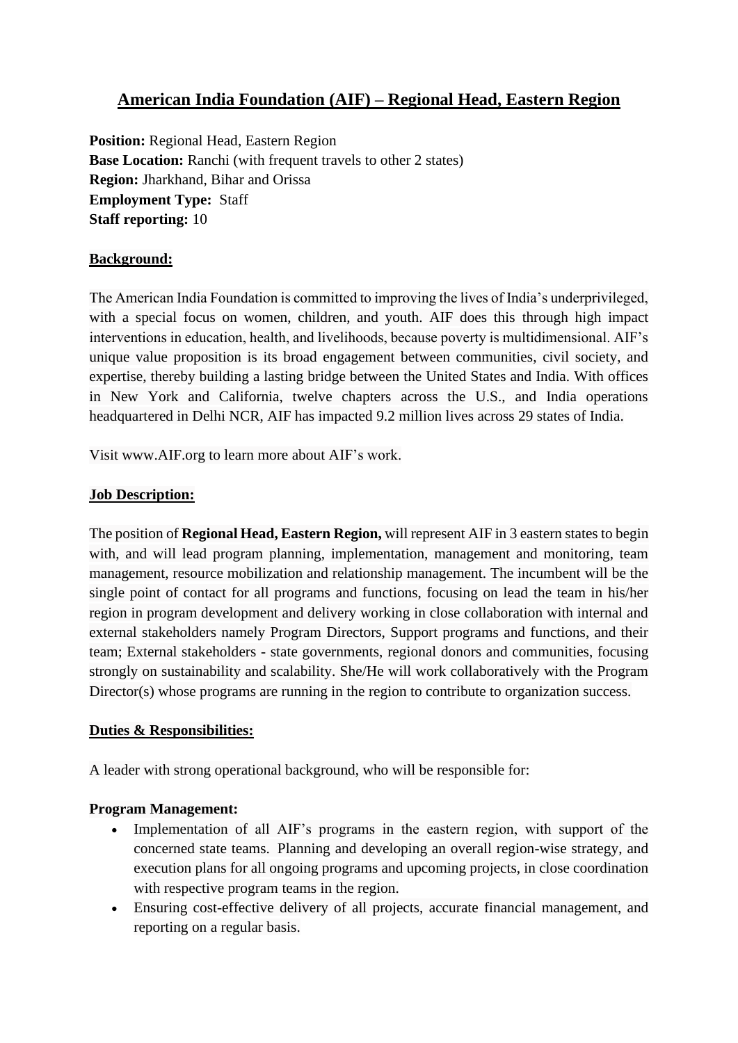# American India Foundation (AIF) – Regional Head, Eastern Region

**Position:** Regional Head, Eastern Region
**Base Location:** Ranchi (with frequent travels to other 2 states)
**Region:** Jharkhand, Bihar and Orissa
**Employment Type:** Staff
**Staff reporting:** 10

## Background:

The American India Foundation is committed to improving the lives of India's underprivileged, with a special focus on women, children, and youth. AIF does this through high impact interventions in education, health, and livelihoods, because poverty is multidimensional. AIF's unique value proposition is its broad engagement between communities, civil society, and expertise, thereby building a lasting bridge between the United States and India. With offices in New York and California, twelve chapters across the U.S., and India operations headquartered in Delhi NCR, AIF has impacted 9.2 million lives across 29 states of India.

Visit www.AIF.org to learn more about AIF's work.

## Job Description:

The position of **Regional Head, Eastern Region,** will represent AIF in 3 eastern states to begin with, and will lead program planning, implementation, management and monitoring, team management, resource mobilization and relationship management. The incumbent will be the single point of contact for all programs and functions, focusing on lead the team in his/her region in program development and delivery working in close collaboration with internal and external stakeholders namely Program Directors, Support programs and functions, and their team; External stakeholders - state governments, regional donors and communities, focusing strongly on sustainability and scalability. She/He will work collaboratively with the Program Director(s) whose programs are running in the region to contribute to organization success.

## Duties & Responsibilities:

A leader with strong operational background, who will be responsible for:

**Program Management:**

- Implementation of all AIF's programs in the eastern region, with support of the concerned state teams. Planning and developing an overall region-wise strategy, and execution plans for all ongoing programs and upcoming projects, in close coordination with respective program teams in the region.
- Ensuring cost-effective delivery of all projects, accurate financial management, and reporting on a regular basis.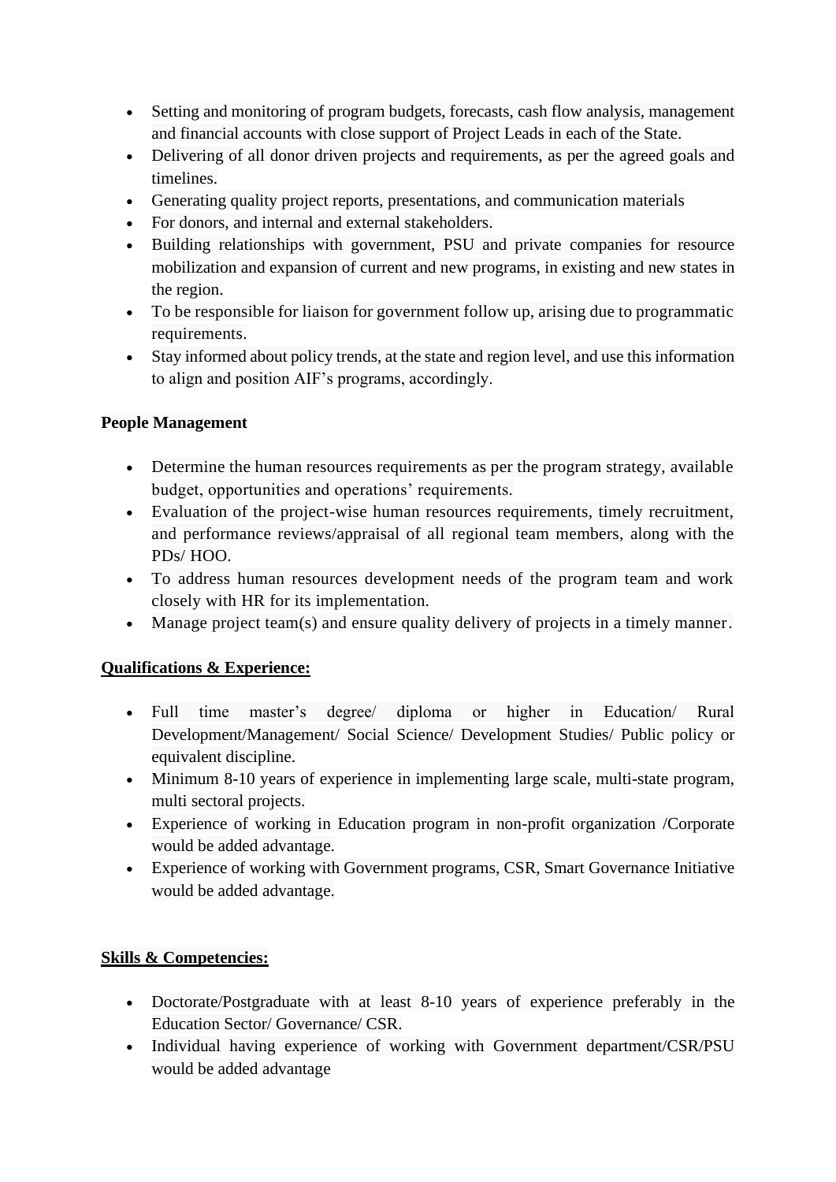- Setting and monitoring of program budgets, forecasts, cash flow analysis, management and financial accounts with close support of Project Leads in each of the State.
- Delivering of all donor driven projects and requirements, as per the agreed goals and timelines.
- Generating quality project reports, presentations, and communication materials
- For donors, and internal and external stakeholders.
- Building relationships with government, PSU and private companies for resource mobilization and expansion of current and new programs, in existing and new states in the region.
- To be responsible for liaison for government follow up, arising due to programmatic requirements.
- Stay informed about policy trends, at the state and region level, and use this information to align and position AIF's programs, accordingly.

**People Management**

- Determine the human resources requirements as per the program strategy, available budget, opportunities and operations' requirements.
- Evaluation of the project-wise human resources requirements, timely recruitment, and performance reviews/appraisal of all regional team members, along with the PDs/ HOO.
- To address human resources development needs of the program team and work closely with HR for its implementation.
- Manage project team(s) and ensure quality delivery of projects in a timely manner.

**Qualifications & Experience:**

- Full time master's degree/ diploma or higher in Education/ Rural Development/Management/ Social Science/ Development Studies/ Public policy or equivalent discipline.
- Minimum 8-10 years of experience in implementing large scale, multi-state program, multi sectoral projects.
- Experience of working in Education program in non-profit organization /Corporate would be added advantage.
- Experience of working with Government programs, CSR, Smart Governance Initiative would be added advantage.

**Skills & Competencies:**

- Doctorate/Postgraduate with at least 8-10 years of experience preferably in the Education Sector/ Governance/ CSR.
- Individual having experience of working with Government department/CSR/PSU would be added advantage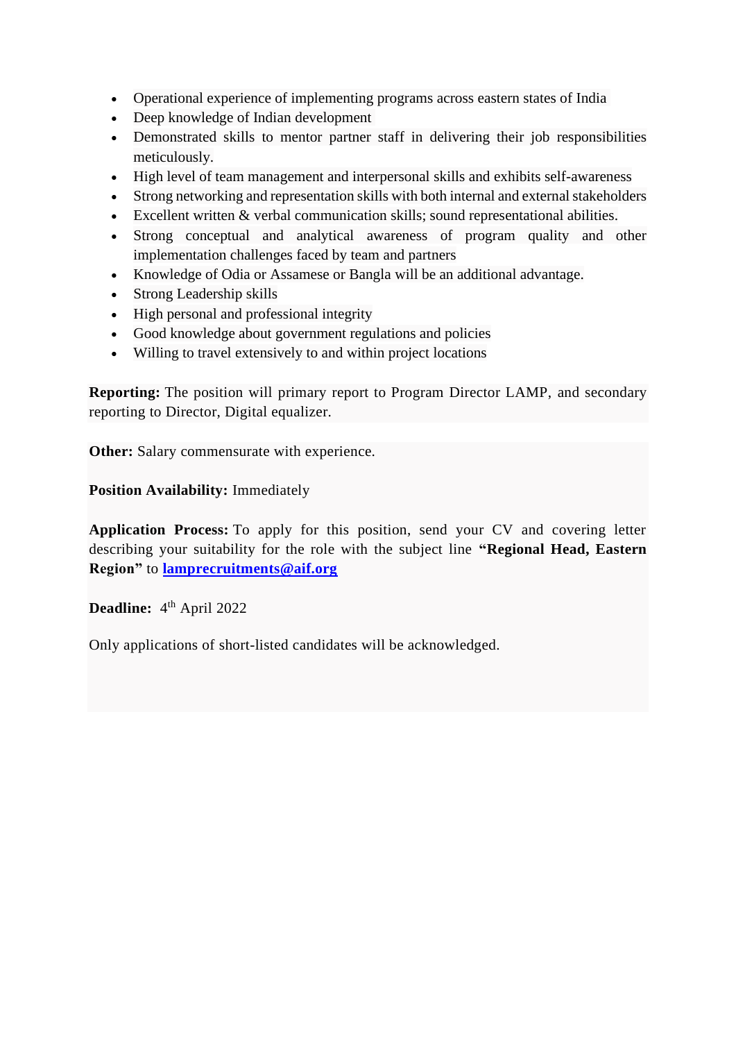- Operational experience of implementing programs across eastern states of India
- Deep knowledge of Indian development
- Demonstrated skills to mentor partner staff in delivering their job responsibilities meticulously.
- High level of team management and interpersonal skills and exhibits self-awareness
- Strong networking and representation skills with both internal and external stakeholders
- Excellent written & verbal communication skills; sound representational abilities.
- Strong conceptual and analytical awareness of program quality and other implementation challenges faced by team and partners
- Knowledge of Odia or Assamese or Bangla will be an additional advantage.
- Strong Leadership skills
- High personal and professional integrity
- Good knowledge about government regulations and policies
- Willing to travel extensively to and within project locations

**Reporting:** The position will primary report to Program Director LAMP, and secondary reporting to Director, Digital equalizer.

**Other:** Salary commensurate with experience.

**Position Availability:** Immediately

**Application Process:** To apply for this position, send your CV and covering letter describing your suitability for the role with the subject line **"Regional Head, Eastern Region"** to **lamprecruitments@aif.org**

**Deadline:** 4th April 2022

Only applications of short-listed candidates will be acknowledged.